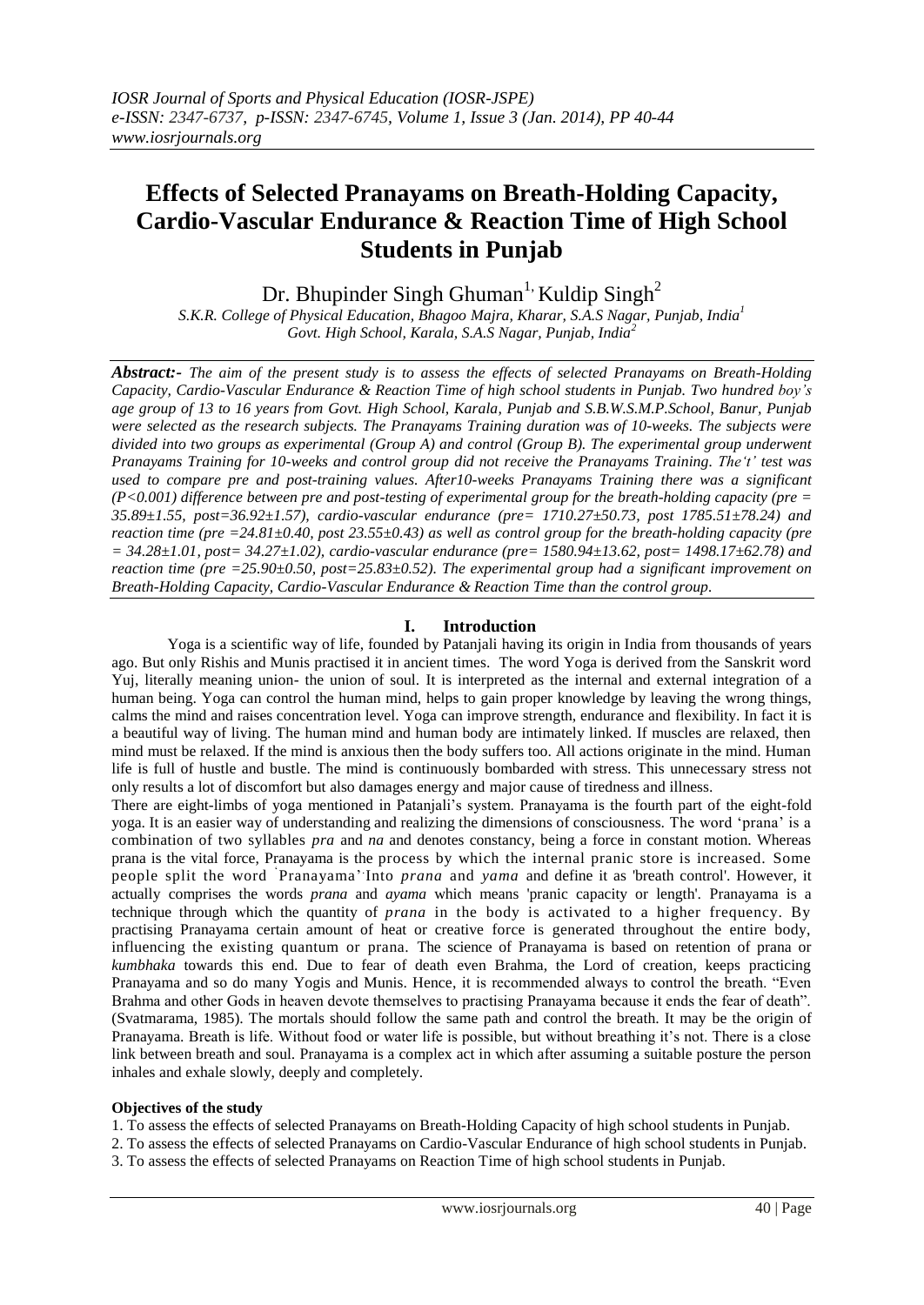# Effects of Selected Pranayams on Breath-Holding Capacity, Cardio-Vascular Endurance & Reaction Time of High School Students in Punjab

Dr. Bhupinder Singh Ghuman[1], Kuldip Singh[2]

*S.K.R. College of Physical Education, Bhagoo Majra, Kharar, S.A.S Nagar, Punjab, India[1]*
*Govt. High School, Karala, S.A.S Nagar, Punjab, India[2]*

***Abstract:-*** *The aim of the present study is to assess the effects of selected Pranayams on Breath-Holding Capacity, Cardio-Vascular Endurance & Reaction Time of high school students in Punjab. Two hundred boy's age group of 13 to 16 years from Govt. High School, Karala, Punjab and S.B.W.S.M.P.School, Banur, Punjab were selected as the research subjects. The Pranayams Training duration was of 10-weeks. The subjects were divided into two groups as experimental (Group A) and control (Group B). The experimental group underwent Pranayams Training for 10-weeks and control group did not receive the Pranayams Training. The't' test was used to compare pre and post-training values. After10-weeks Pranayams Training there was a significant ($P<0.001$) difference between pre and post-testing of experimental group for the breath-holding capacity (pre = 35.89±1.55, post=36.92±1.57), cardio-vascular endurance (pre= 1710.27±50.73, post 1785.51±78.24) and reaction time (pre =24.81±0.40, post 23.55±0.43) as well as control group for the breath-holding capacity (pre = 34.28±1.01, post= 34.27±1.02), cardio-vascular endurance (pre= 1580.94±13.62, post= 1498.17±62.78) and reaction time (pre =25.90±0.50, post=25.83±0.52). The experimental group had a significant improvement on Breath-Holding Capacity, Cardio-Vascular Endurance & Reaction Time than the control group.*

## I. Introduction

Yoga is a scientific way of life, founded by Patanjali having its origin in India from thousands of years ago. But only Rishis and Munis practised it in ancient times. The word Yoga is derived from the Sanskrit word Yuj, literally meaning union- the union of soul. It is interpreted as the internal and external integration of a human being. Yoga can control the human mind, helps to gain proper knowledge by leaving the wrong things, calms the mind and raises concentration level. Yoga can improve strength, endurance and flexibility. In fact it is a beautiful way of living. The human mind and human body are intimately linked. If muscles are relaxed, then mind must be relaxed. If the mind is anxious then the body suffers too. All actions originate in the mind. Human life is full of hustle and bustle. The mind is continuously bombarded with stress. This unnecessary stress not only results a lot of discomfort but also damages energy and major cause of tiredness and illness.

There are eight-limbs of yoga mentioned in Patanjali's system. Pranayama is the fourth part of the eight-fold yoga. It is an easier way of understanding and realizing the dimensions of consciousness. The word 'prana' is a combination of two syllables *pra* and *na* and denotes constancy, being a force in constant motion. Whereas prana is the vital force, Pranayama is the process by which the internal pranic store is increased. Some people split the word 'Pranayama' Into *prana* and *yama* and define it as 'breath control'. However, it actually comprises the words *prana* and *ayama* which means 'pranic capacity or length'. Pranayama is a technique through which the quantity of *prana* in the body is activated to a higher frequency. By practising Pranayama certain amount of heat or creative force is generated throughout the entire body, influencing the existing quantum or prana. The science of Pranayama is based on retention of prana or *kumbhaka* towards this end. Due to fear of death even Brahma, the Lord of creation, keeps practicing Pranayama and so do many Yogis and Munis. Hence, it is recommended always to control the breath. "Even Brahma and other Gods in heaven devote themselves to practising Pranayama because it ends the fear of death". (Svatmarama, 1985). The mortals should follow the same path and control the breath. It may be the origin of Pranayama. Breath is life. Without food or water life is possible, but without breathing it's not. There is a close link between breath and soul. Pranayama is a complex act in which after assuming a suitable posture the person inhales and exhale slowly, deeply and completely.

**Objectives of the study**

1. To assess the effects of selected Pranayams on Breath-Holding Capacity of high school students in Punjab.
2. To assess the effects of selected Pranayams on Cardio-Vascular Endurance of high school students in Punjab.
3. To assess the effects of selected Pranayams on Reaction Time of high school students in Punjab.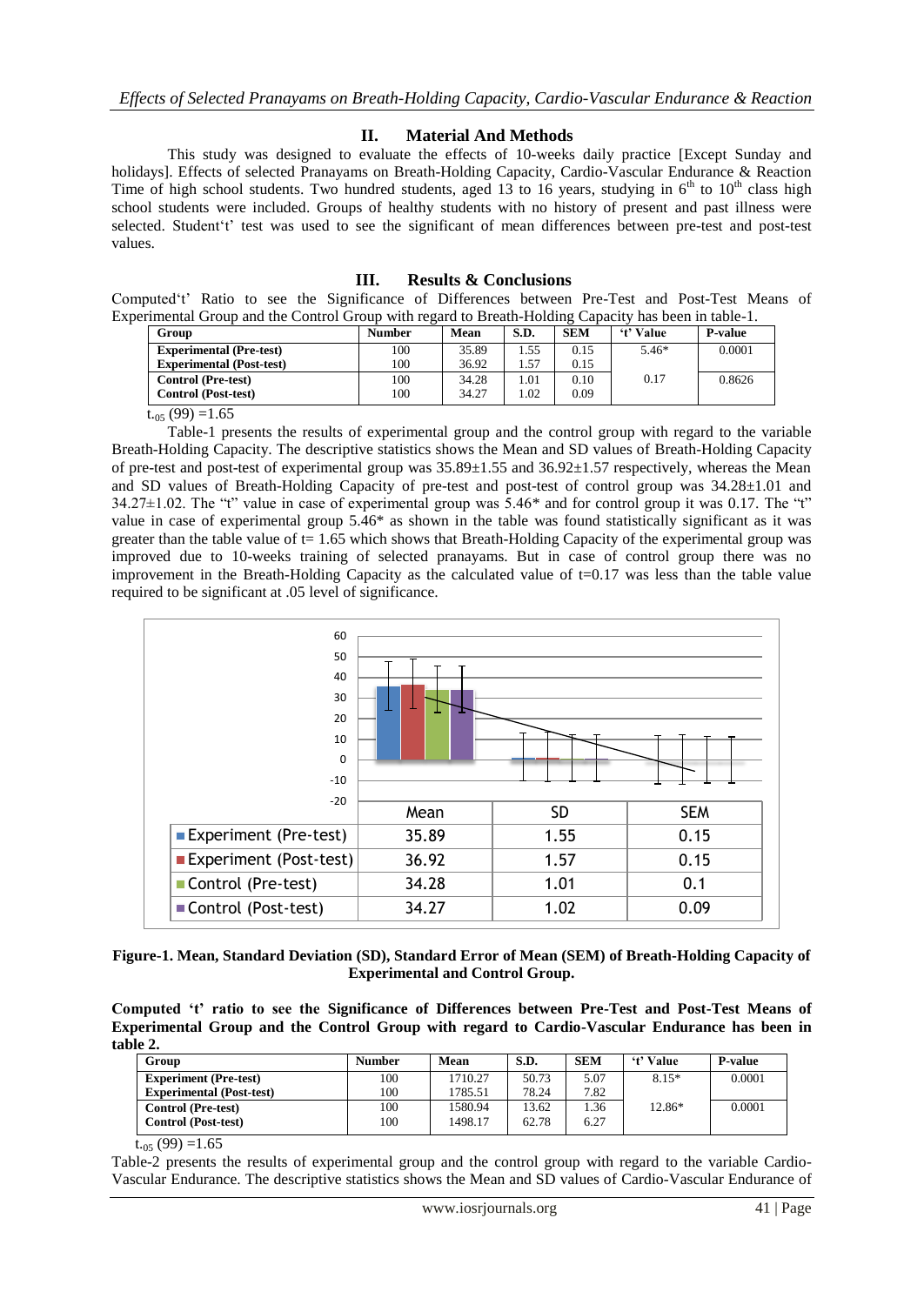## II. Material And Methods

This study was designed to evaluate the effects of 10-weeks daily practice [Except Sunday and holidays]. Effects of selected Pranayams on Breath-Holding Capacity, Cardio-Vascular Endurance & Reaction Time of high school students. Two hundred students, aged 13 to 16 years, studying in 6th to 10th class high school students were included. Groups of healthy students with no history of present and past illness were selected. Student't' test was used to see the significant of mean differences between pre-test and post-test values.

## III. Results & Conclusions

Computed't' Ratio to see the Significance of Differences between Pre-Test and Post-Test Means of Experimental Group and the Control Group with regard to Breath-Holding Capacity has been in table-1.

| Group | Number | Mean | S.D. | SEM | 't' Value | P-value |
|---|---|---|---|---|---|---|
| **Experimental (Pre-test)** | 100 | 35.89 | 1.55 | 0.15 | 5.46* | 0.0001 |
| **Experimental (Post-test)** | 100 | 36.92 | 1.57 | 0.15 | | |
| **Control (Pre-test)** | 100 | 34.28 | 1.01 | 0.10 | 0.17 | 0.8626 |
| **Control (Post-test)** | 100 | 34.27 | 1.02 | 0.09 | | |

$t_{.05}$ (99) =1.65

Table-1 presents the results of experimental group and the control group with regard to the variable Breath-Holding Capacity. The descriptive statistics shows the Mean and SD values of Breath-Holding Capacity of pre-test and post-test of experimental group was 35.89±1.55 and 36.92±1.57 respectively, whereas the Mean and SD values of Breath-Holding Capacity of pre-test and post-test of control group was 34.28±1.01 and 34.27±1.02. The "t" value in case of experimental group was 5.46* and for control group it was 0.17. The "t" value in case of experimental group 5.46* as shown in the table was found statistically significant as it was greater than the table value of t= 1.65 which shows that Breath-Holding Capacity of the experimental group was improved due to 10-weeks training of selected pranayams. But in case of control group there was no improvement in the Breath-Holding Capacity as the calculated value of t=0.17 was less than the table value required to be significant at .05 level of significance.

| | Mean | SD | SEM |
|---|---|---|---|
| Experiment (Pre-test) | 35.89 | 1.55 | 0.15 |
| Experiment (Post-test) | 36.92 | 1.57 | 0.15 |
| Control (Pre-test) | 34.28 | 1.01 | 0.1 |
| Control (Post-test) | 34.27 | 1.02 | 0.09 |

**Figure-1. Mean, Standard Deviation (SD), Standard Error of Mean (SEM) of Breath-Holding Capacity of Experimental and Control Group.**

**Computed 't' ratio to see the Significance of Differences between Pre-Test and Post-Test Means of Experimental Group and the Control Group with regard to Cardio-Vascular Endurance has been in table 2.**

| Group | Number | Mean | S.D. | SEM | 't' Value | P-value |
|---|---|---|---|---|---|---|
| **Experiment (Pre-test)** | 100 | 1710.27 | 50.73 | 5.07 | 8.15* | 0.0001 |
| **Experimental (Post-test)** | 100 | 1785.51 | 78.24 | 7.82 | | |
| **Control (Pre-test)** | 100 | 1580.94 | 13.62 | 1.36 | 12.86* | 0.0001 |
| **Control (Post-test)** | 100 | 1498.17 | 62.78 | 6.27 | | |

$t_{.05}$ (99) =1.65

Table-2 presents the results of experimental group and the control group with regard to the variable Cardio-Vascular Endurance. The descriptive statistics shows the Mean and SD values of Cardio-Vascular Endurance of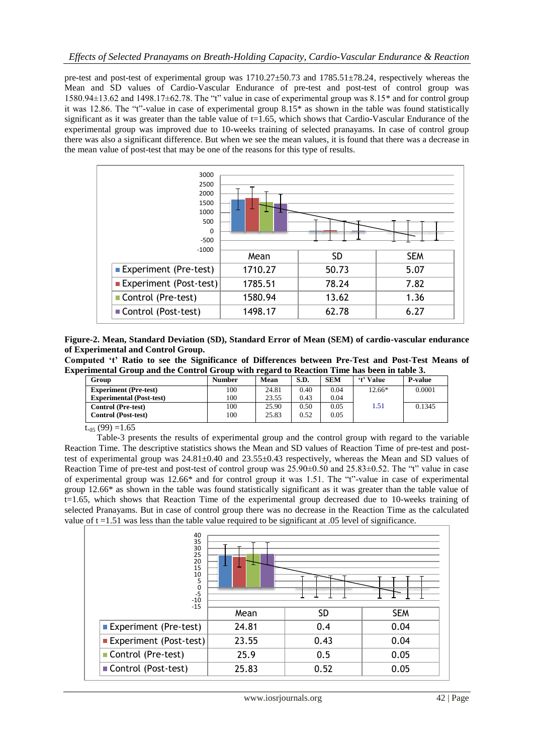pre-test and post-test of experimental group was 1710.27±50.73 and 1785.51±78.24, respectively whereas the Mean and SD values of Cardio-Vascular Endurance of pre-test and post-test of control group was 1580.94±13.62 and 1498.17±62.78. The "t" value in case of experimental group was 8.15* and for control group it was 12.86. The "t"-value in case of experimental group 8.15* as shown in the table was found statistically significant as it was greater than the table value of t=1.65, which shows that Cardio-Vascular Endurance of the experimental group was improved due to 10-weeks training of selected pranayams. In case of control group there was also a significant difference. But when we see the mean values, it is found that there was a decrease in the mean value of post-test that may be one of the reasons for this type of results.

| | Mean | SD | SEM |
|---|---|---|---|
| Experiment (Pre-test) | 1710.27 | 50.73 | 5.07 |
| Experiment (Post-test) | 1785.51 | 78.24 | 7.82 |
| Control (Pre-test) | 1580.94 | 13.62 | 1.36 |
| Control (Post-test) | 1498.17 | 62.78 | 6.27 |

**Figure-2. Mean, Standard Deviation (SD), Standard Error of Mean (SEM) of cardio-vascular endurance of Experimental and Control Group.**

**Computed 't' Ratio to see the Significance of Differences between Pre-Test and Post-Test Means of Experimental Group and the Control Group with regard to Reaction Time has been in table 3.**

| Group | Number | Mean | S.D. | SEM | 't' Value | P-value |
|---|---|---|---|---|---|---|
| **Experiment (Pre-test)** | 100 | 24.81 | 0.40 | 0.04 | 12.66* | 0.0001 |
| **Experimental (Post-test)** | 100 | 23.55 | 0.43 | 0.04 | | |
| **Control (Pre-test)** | 100 | 25.90 | 0.50 | 0.05 | 1.51 | 0.1345 |
| **Control (Post-test)** | 100 | 25.83 | 0.52 | 0.05 | | |

$t_{.05}$ (99) =1.65

Table-3 presents the results of experimental group and the control group with regard to the variable Reaction Time. The descriptive statistics shows the Mean and SD values of Reaction Time of pre-test and post-test of experimental group was 24.81±0.40 and 23.55±0.43 respectively, whereas the Mean and SD values of Reaction Time of pre-test and post-test of control group was 25.90±0.50 and 25.83±0.52. The "t" value in case of experimental group was 12.66* and for control group it was 1.51. The "t"-value in case of experimental group 12.66* as shown in the table was found statistically significant as it was greater than the table value of t=1.65, which shows that Reaction Time of the experimental group decreased due to 10-weeks training of selected Pranayams. But in case of control group there was no decrease in the Reaction Time as the calculated value of t =1.51 was less than the table value required to be significant at .05 level of significance.

| | Mean | SD | SEM |
|---|---|---|---|
| Experiment (Pre-test) | 24.81 | 0.4 | 0.04 |
| Experiment (Post-test) | 23.55 | 0.43 | 0.04 |
| Control (Pre-test) | 25.9 | 0.5 | 0.05 |
| Control (Post-test) | 25.83 | 0.52 | 0.05 |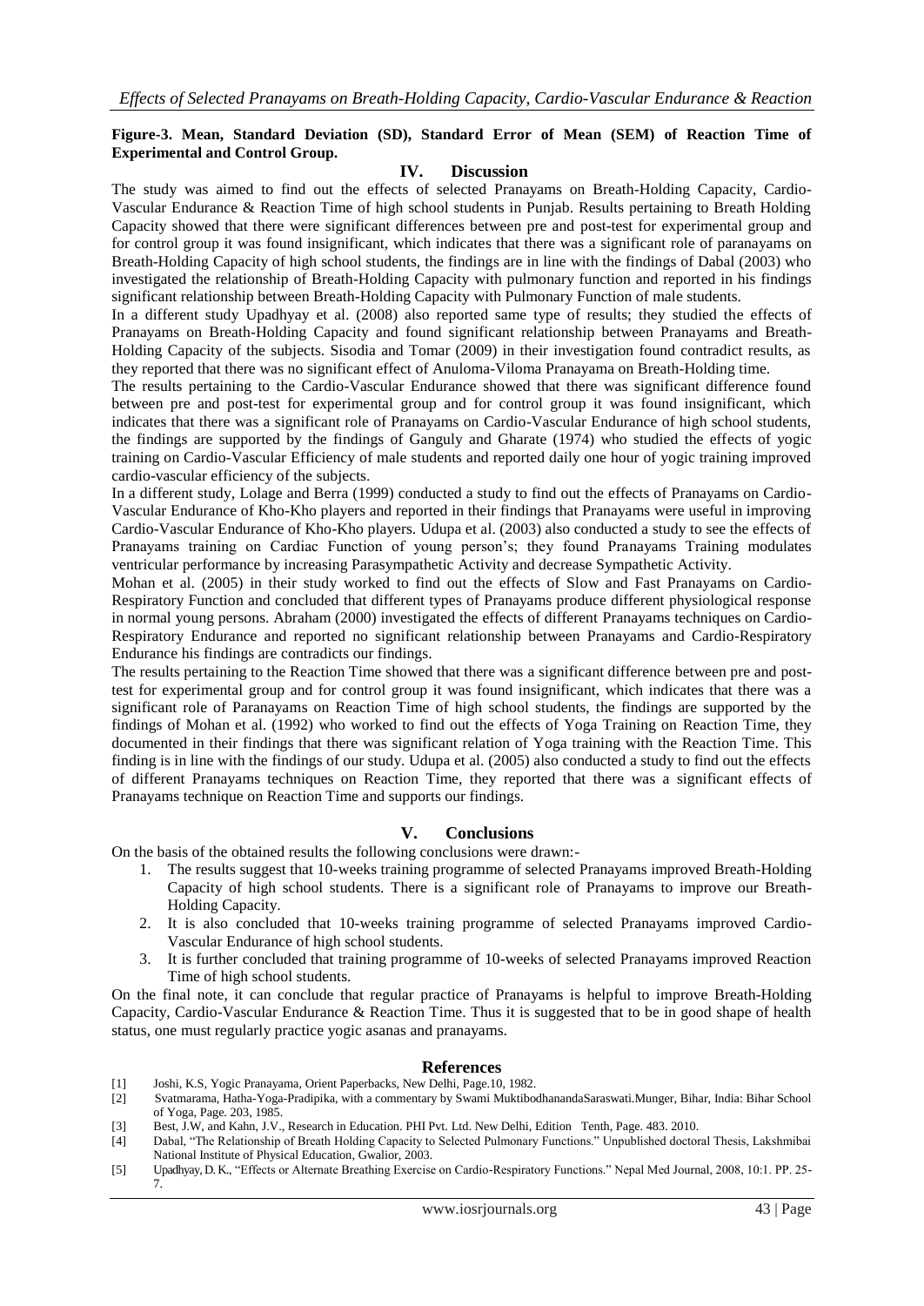**Figure-3. Mean, Standard Deviation (SD), Standard Error of Mean (SEM) of Reaction Time of Experimental and Control Group.**

## IV. Discussion

The study was aimed to find out the effects of selected Pranayams on Breath-Holding Capacity, Cardio-Vascular Endurance & Reaction Time of high school students in Punjab. Results pertaining to Breath Holding Capacity showed that there were significant differences between pre and post-test for experimental group and for control group it was found insignificant, which indicates that there was a significant role of paranayams on Breath-Holding Capacity of high school students, the findings are in line with the findings of Dabal (2003) who investigated the relationship of Breath-Holding Capacity with pulmonary function and reported in his findings significant relationship between Breath-Holding Capacity with Pulmonary Function of male students.

In a different study Upadhyay et al. (2008) also reported same type of results; they studied the effects of Pranayams on Breath-Holding Capacity and found significant relationship between Pranayams and Breath-Holding Capacity of the subjects. Sisodia and Tomar (2009) in their investigation found contradict results, as they reported that there was no significant effect of Anuloma-Viloma Pranayama on Breath-Holding time.

The results pertaining to the Cardio-Vascular Endurance showed that there was significant difference found between pre and post-test for experimental group and for control group it was found insignificant, which indicates that there was a significant role of Pranayams on Cardio-Vascular Endurance of high school students, the findings are supported by the findings of Ganguly and Gharate (1974) who studied the effects of yogic training on Cardio-Vascular Efficiency of male students and reported daily one hour of yogic training improved cardio-vascular efficiency of the subjects.

In a different study, Lolage and Berra (1999) conducted a study to find out the effects of Pranayams on Cardio-Vascular Endurance of Kho-Kho players and reported in their findings that Pranayams were useful in improving Cardio-Vascular Endurance of Kho-Kho players. Udupa et al. (2003) also conducted a study to see the effects of Pranayams training on Cardiac Function of young person's; they found Pranayams Training modulates ventricular performance by increasing Parasympathetic Activity and decrease Sympathetic Activity.

Mohan et al. (2005) in their study worked to find out the effects of Slow and Fast Pranayams on Cardio-Respiratory Function and concluded that different types of Pranayams produce different physiological response in normal young persons. Abraham (2000) investigated the effects of different Pranayams techniques on Cardio-Respiratory Endurance and reported no significant relationship between Pranayams and Cardio-Respiratory Endurance his findings are contradicts our findings.

The results pertaining to the Reaction Time showed that there was a significant difference between pre and post-test for experimental group and for control group it was found insignificant, which indicates that there was a significant role of Paranayams on Reaction Time of high school students, the findings are supported by the findings of Mohan et al. (1992) who worked to find out the effects of Yoga Training on Reaction Time, they documented in their findings that there was significant relation of Yoga training with the Reaction Time. This finding is in line with the findings of our study. Udupa et al. (2005) also conducted a study to find out the effects of different Pranayams techniques on Reaction Time, they reported that there was a significant effects of Pranayams technique on Reaction Time and supports our findings.

## V. Conclusions

On the basis of the obtained results the following conclusions were drawn:-

1. The results suggest that 10-weeks training programme of selected Pranayams improved Breath-Holding Capacity of high school students. There is a significant role of Pranayams to improve our Breath-Holding Capacity.
2. It is also concluded that 10-weeks training programme of selected Pranayams improved Cardio-Vascular Endurance of high school students.
3. It is further concluded that training programme of 10-weeks of selected Pranayams improved Reaction Time of high school students.

On the final note, it can conclude that regular practice of Pranayams is helpful to improve Breath-Holding Capacity, Cardio-Vascular Endurance & Reaction Time. Thus it is suggested that to be in good shape of health status, one must regularly practice yogic asanas and pranayams.

## References

[1] Joshi, K.S, Yogic Pranayama, Orient Paperbacks, New Delhi, Page.10, 1982.

[2] Svatmarama, Hatha-Yoga-Pradipika, with a commentary by Swami MuktibodhanandaSaraswati.Munger, Bihar, India: Bihar School of Yoga, Page. 203, 1985.

[3] Best, J.W, and Kahn, J.V., Research in Education. PHI Pvt. Ltd. New Delhi, Edition Tenth, Page. 483. 2010.

[4] Dabal, "The Relationship of Breath Holding Capacity to Selected Pulmonary Functions." Unpublished doctoral Thesis, Lakshmibai National Institute of Physical Education, Gwalior, 2003.

[5] Upadhyay, D. K., "Effects or Alternate Breathing Exercise on Cardio-Respiratory Functions." Nepal Med Journal, 2008, 10:1. PP. 25-7.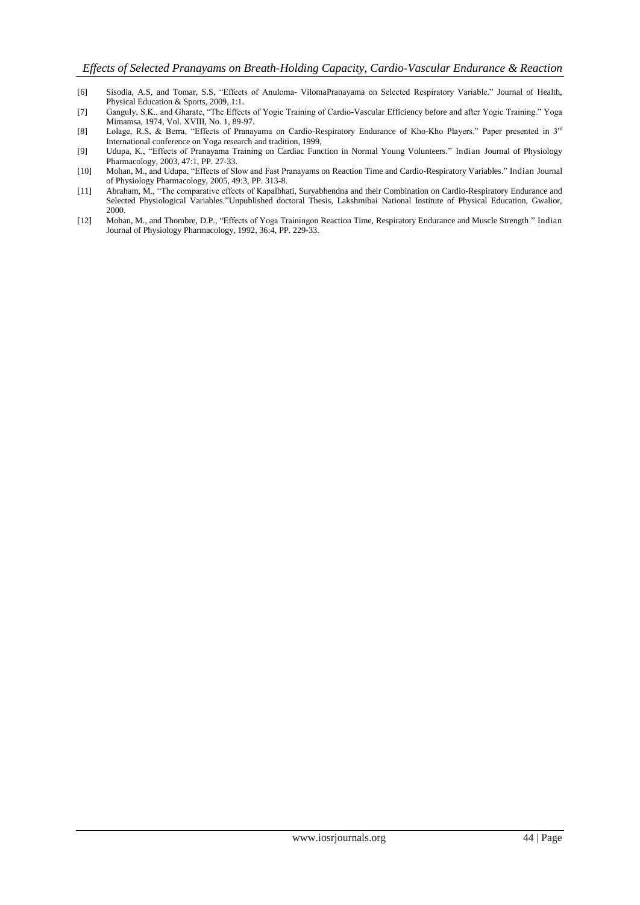[6] Sisodia, A.S, and Tomar, S.S, "Effects of Anuloma- VilomaPranayama on Selected Respiratory Variable." Journal of Health, Physical Education & Sports, 2009, 1:1.

[7] Ganguly, S.K., and Gharate, "The Effects of Yogic Training of Cardio-Vascular Efficiency before and after Yogic Training." Yoga Mimamsa, 1974, Vol. XVIII, No. 1, 89-97.

[8] Lolage, R.S, & Berra, "Effects of Pranayama on Cardio-Respiratory Endurance of Kho-Kho Players." Paper presented in 3rd International conference on Yoga research and tradition, 1999,

[9] Udupa, K., "Effects of Pranayama Training on Cardiac Function in Normal Young Volunteers." Indian Journal of Physiology Pharmacology, 2003, 47:1, PP. 27-33.

[10] Mohan, M., and Udupa, "Effects of Slow and Fast Pranayams on Reaction Time and Cardio-Respiratory Variables." Indian Journal of Physiology Pharmacology, 2005, 49:3, PP. 313-8.

[11] Abraham, M., "The comparative effects of Kapalbhati, Suryabhendna and their Combination on Cardio-Respiratory Endurance and Selected Physiological Variables."Unpublished doctoral Thesis, Lakshmibai National Institute of Physical Education, Gwalior, 2000.

[12] Mohan, M., and Thombre, D.P., "Effects of Yoga Trainingon Reaction Time, Respiratory Endurance and Muscle Strength." Indian Journal of Physiology Pharmacology, 1992, 36:4, PP. 229-33.